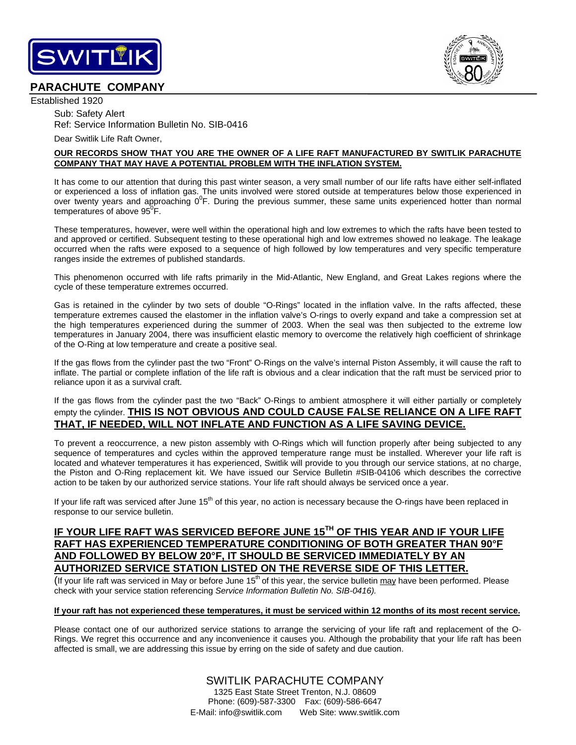# SWITLIK

## PARACHUTE COMPANY

Established 1920

Sub: Safety Alert
Ref: Service Information Bulletin No. SIB-0416

Dear Switlik Life Raft Owner,

**OUR RECORDS SHOW THAT YOU ARE THE OWNER OF A LIFE RAFT MANUFACTURED BY SWITLIK PARACHUTE COMPANY THAT MAY HAVE A POTENTIAL PROBLEM WITH THE INFLATION SYSTEM.**

It has come to our attention that during this past winter season, a very small number of our life rafts have either self-inflated or experienced a loss of inflation gas. The units involved were stored outside at temperatures below those experienced in over twenty years and approaching $0^0$F. During the previous summer, these same units experienced hotter than normal temperatures of above $95^0$F.

These temperatures, however, were well within the operational high and low extremes to which the rafts have been tested to and approved or certified. Subsequent testing to these operational high and low extremes showed no leakage. The leakage occurred when the rafts were exposed to a sequence of high followed by low temperatures and very specific temperature ranges inside the extremes of published standards.

This phenomenon occurred with life rafts primarily in the Mid-Atlantic, New England, and Great Lakes regions where the cycle of these temperature extremes occurred.

Gas is retained in the cylinder by two sets of double "O-Rings" located in the inflation valve. In the rafts affected, these temperature extremes caused the elastomer in the inflation valve's O-rings to overly expand and take a compression set at the high temperatures experienced during the summer of 2003. When the seal was then subjected to the extreme low temperatures in January 2004, there was insufficient elastic memory to overcome the relatively high coefficient of shrinkage of the O-Ring at low temperature and create a positive seal.

If the gas flows from the cylinder past the two "Front" O-Rings on the valve's internal Piston Assembly, it will cause the raft to inflate. The partial or complete inflation of the life raft is obvious and a clear indication that the raft must be serviced prior to reliance upon it as a survival craft.

If the gas flows from the cylinder past the two "Back" O-Rings to ambient atmosphere it will either partially or completely empty the cylinder. **THIS IS NOT OBVIOUS AND COULD CAUSE FALSE RELIANCE ON A LIFE RAFT THAT, IF NEEDED, WILL NOT INFLATE AND FUNCTION AS A LIFE SAVING DEVICE.**

To prevent a reoccurrence, a new piston assembly with O-Rings which will function properly after being subjected to any sequence of temperatures and cycles within the approved temperature range must be installed. Wherever your life raft is located and whatever temperatures it has experienced, Switlik will provide to you through our service stations, at no charge, the Piston and O-Ring replacement kit. We have issued our Service Bulletin #SIB-04106 which describes the corrective action to be taken by our authorized service stations. Your life raft should always be serviced once a year.

If your life raft was serviced after June 15th of this year, no action is necessary because the O-rings have been replaced in response to our service bulletin.

**IF YOUR LIFE RAFT WAS SERVICED BEFORE JUNE 15TH OF THIS YEAR AND IF YOUR LIFE RAFT HAS EXPERIENCED TEMPERATURE CONDITIONING OF BOTH GREATER THAN 90°F AND FOLLOWED BY BELOW 20°F, IT SHOULD BE SERVICED IMMEDIATELY BY AN AUTHORIZED SERVICE STATION LISTED ON THE REVERSE SIDE OF THIS LETTER.**

(If your life raft was serviced in May or before June 15th of this year, the service bulletin may have been performed. Please check with your service station referencing *Service Information Bulletin No. SIB-0416).*

**If your raft has not experienced these temperatures, it must be serviced within 12 months of its most recent service.**

Please contact one of our authorized service stations to arrange the servicing of your life raft and replacement of the O-Rings. We regret this occurrence and any inconvenience it causes you. Although the probability that your life raft has been affected is small, we are addressing this issue by erring on the side of safety and due caution.

SWITLIK PARACHUTE COMPANY
1325 East State Street Trenton, N.J. 08609
Phone: (609)-587-3300 Fax: (609)-586-6647
E-Mail: info@switlik.com Web Site: www.switlik.com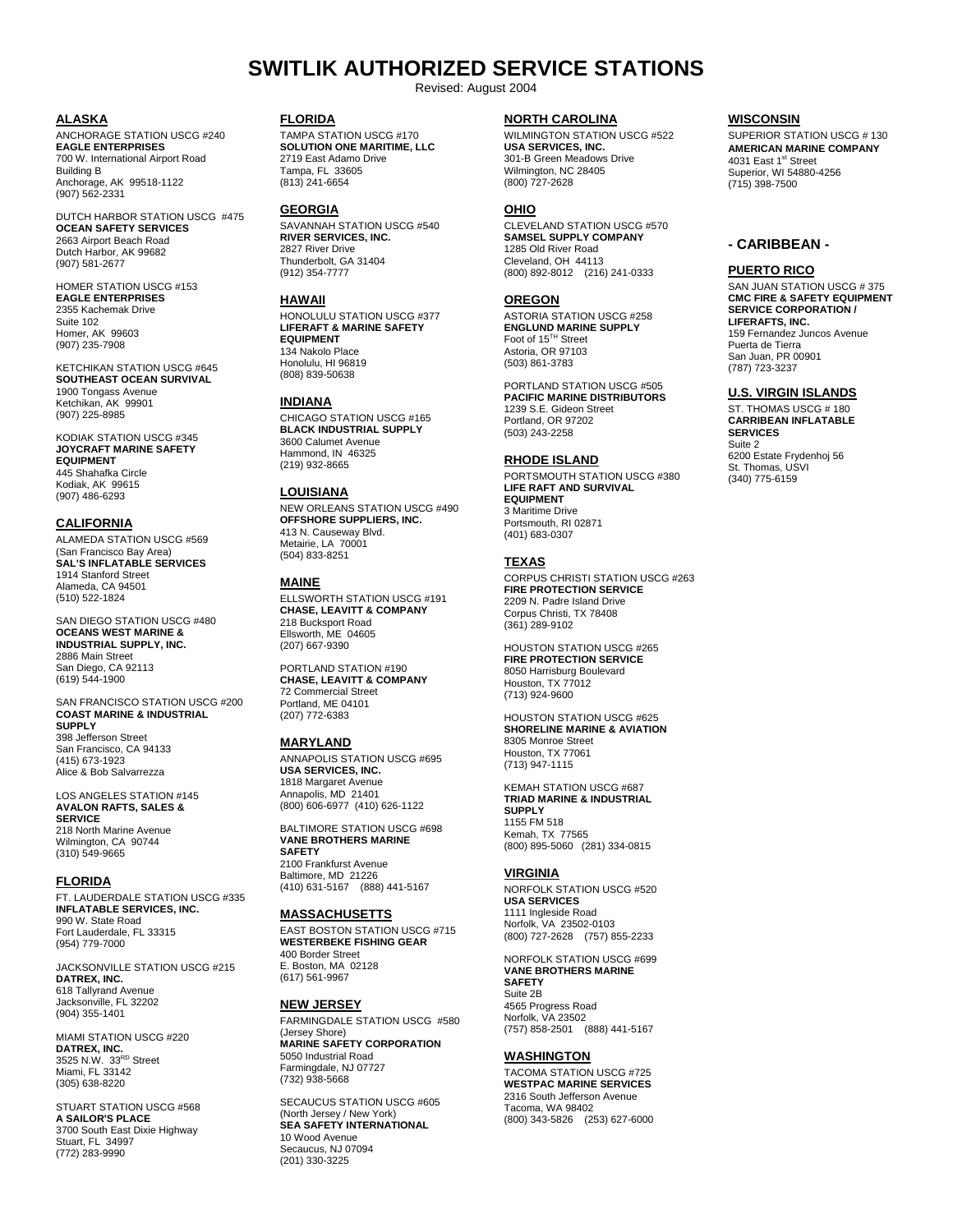# SWITLIK AUTHORIZED SERVICE STATIONS

Revised: August 2004

## ALASKA

ANCHORAGE STATION USCG #240
**EAGLE ENTERPRISES**
700 W. International Airport Road
Building B
Anchorage, AK 99518-1122
(907) 562-2331

DUTCH HARBOR STATION USCG #475
**OCEAN SAFETY SERVICES**
2663 Airport Beach Road
Dutch Harbor, AK 99682
(907) 581-2677

HOMER STATION USCG #153
**EAGLE ENTERPRISES**
2355 Kachemak Drive
Suite 102
Homer, AK 99603
(907) 235-7908

KETCHIKAN STATION USCG #645
**SOUTHEAST OCEAN SURVIVAL**
1900 Tongass Avenue
Ketchikan, AK 99901
(907) 225-8985

KODIAK STATION USCG #345
**JOYCRAFT MARINE SAFETY EQUIPMENT**
445 Shahafka Circle
Kodiak, AK 99615
(907) 486-6293

## CALIFORNIA

ALAMEDA STATION USCG #569
(San Francisco Bay Area)
**SAL'S INFLATABLE SERVICES**
1914 Stanford Street
Alameda, CA 94501
(510) 522-1824

SAN DIEGO STATION USCG #480
**OCEANS WEST MARINE & INDUSTRIAL SUPPLY, INC.**
2886 Main Street
San Diego, CA 92113
(619) 544-1900

SAN FRANCISCO STATION USCG #200
**COAST MARINE & INDUSTRIAL SUPPLY**
398 Jefferson Street
San Francisco, CA 94133
(415) 673-1923
Alice & Bob Salvarrezza

LOS ANGELES STATION #145
**AVALON RAFTS, SALES & SERVICE**
218 North Marine Avenue
Wilmington, CA 90744
(310) 549-9665

## FLORIDA

FT. LAUDERDALE STATION USCG #335
**INFLATABLE SERVICES, INC.**
990 W. State Road
Fort Lauderdale, FL 33315
(954) 779-7000

JACKSONVILLE STATION USCG #215
**DATREX, INC.**
618 Tallyrand Avenue
Jacksonville, FL 32202
(904) 355-1401

MIAMI STATION USCG #220
**DATREX, INC.**
3525 N.W. 33RD Street
Miami, FL 33142
(305) 638-8220

STUART STATION USCG #568
**A SAILOR'S PLACE**
3700 South East Dixie Highway
Stuart, FL 34997
(772) 283-9990

## FLORIDA

TAMPA STATION USCG #170
**SOLUTION ONE MARITIME, LLC**
2719 East Adamo Drive
Tampa, FL 33605
(813) 241-6654

## GEORGIA

SAVANNAH STATION USCG #540
**RIVER SERVICES, INC.**
2827 River Drive
Thunderbolt, GA 31404
(912) 354-7777

## HAWAII

HONOLULU STATION USCG #377
**LIFERAFT & MARINE SAFETY EQUIPMENT**
134 Nakolo Place
Honolulu, HI 96819
(808) 839-50638

## INDIANA

CHICAGO STATION USCG #165
**BLACK INDUSTRIAL SUPPLY**
3600 Calumet Avenue
Hammond, IN 46325
(219) 932-8665

## LOUISIANA

NEW ORLEANS STATION USCG #490
**OFFSHORE SUPPLIERS, INC.**
413 N. Causeway Blvd.
Metairie, LA 70001
(504) 833-8251

## MAINE

ELLSWORTH STATION USCG #191
**CHASE, LEAVITT & COMPANY**
218 Bucksport Road
Ellsworth, ME 04605
(207) 667-9390

PORTLAND STATION #190
**CHASE, LEAVITT & COMPANY**
72 Commercial Street
Portland, ME 04101
(207) 772-6383

## MARYLAND

ANNAPOLIS STATION USCG #695
**USA SERVICES, INC.**
1818 Margaret Avenue
Annapolis, MD 21401
(800) 606-6977 (410) 626-1122

BALTIMORE STATION USCG #698
**VANE BROTHERS MARINE SAFETY**
2100 Frankfurst Avenue
Baltimore, MD 21226
(410) 631-5167 (888) 441-5167

## MASSACHUSETTS

EAST BOSTON STATION USCG #715
**WESTERBEKE FISHING GEAR**
400 Border Street
E. Boston, MA 02128
(617) 561-9967

## NEW JERSEY

FARMINGDALE STATION USCG #580
(Jersey Shore)
**MARINE SAFETY CORPORATION**
5050 Industrial Road
Farmingdale, NJ 07727
(732) 938-5668

SECAUCUS STATION USCG #605
(North Jersey / New York)
**SEA SAFETY INTERNATIONAL**
10 Wood Avenue
Secaucus, NJ 07094
(201) 330-3225

## NORTH CAROLINA

WILMINGTON STATION USCG #522
**USA SERVICES, INC.**
301-B Green Meadows Drive
Wilmington, NC 28405
(800) 727-2628

## OHIO

CLEVELAND STATION USCG #570
**SAMSEL SUPPLY COMPANY**
1285 Old River Road
Cleveland, OH 44113
(800) 892-8012 (216) 241-0333

## OREGON

ASTORIA STATION USCG #258
**ENGLUND MARINE SUPPLY**
Foot of 15TH Street
Astoria, OR 97103
(503) 861-3783

PORTLAND STATION USCG #505
**PACIFIC MARINE DISTRIBUTORS**
1239 S.E. Gideon Street
Portland, OR 97202
(503) 243-2258

## RHODE ISLAND

PORTSMOUTH STATION USCG #380
**LIFE RAFT AND SURVIVAL EQUIPMENT**
3 Maritime Drive
Portsmouth, RI 02871
(401) 683-0307

## TEXAS

CORPUS CHRISTI STATION USCG #263
**FIRE PROTECTION SERVICE**
2209 N. Padre Island Drive
Corpus Christi, TX 78408
(361) 289-9102

HOUSTON STATION USCG #265
**FIRE PROTECTION SERVICE**
8050 Harrisburg Boulevard
Houston, TX 77012
(713) 924-9600

HOUSTON STATION USCG #625
**SHORELINE MARINE & AVIATION**
8305 Monroe Street
Houston, TX 77061
(713) 947-1115

KEMAH STATION USCG #687
**TRIAD MARINE & INDUSTRIAL SUPPLY**
1155 FM 518
Kemah, TX 77565
(800) 895-5060 (281) 334-0815

## VIRGINIA

NORFOLK STATION USCG #520
**USA SERVICES**
1111 Ingleside Road
Norfolk, VA 23502-0103
(800) 727-2628 (757) 855-2233

NORFOLK STATION USCG #699
**VANE BROTHERS MARINE SAFETY**
Suite 2B
4565 Progress Road
Norfolk, VA 23502
(757) 858-2501 (888) 441-5167

## WASHINGTON

TACOMA STATION USCG #725
**WESTPAC MARINE SERVICES**
2316 South Jefferson Avenue
Tacoma, WA 98402
(800) 343-5826 (253) 627-6000

## WISCONSIN

SUPERIOR STATION USCG # 130
**AMERICAN MARINE COMPANY**
4031 East 1st Street
Superior, WI 54880-4256
(715) 398-7500

## - CARIBBEAN -

## PUERTO RICO

SAN JUAN STATION USCG # 375
**CMC FIRE & SAFETY EQUIPMENT SERVICE CORPORATION / LIFERAFTS, INC.**
159 Fernandez Juncos Avenue
Puerta de Tierra
San Juan, PR 00901
(787) 723-3237

## U.S. VIRGIN ISLANDS

ST. THOMAS USCG # 180
**CARRIBEAN INFLATABLE SERVICES**
Suite 2
6200 Estate Frydenhoj 56
St. Thomas, USVI
(340) 775-6159